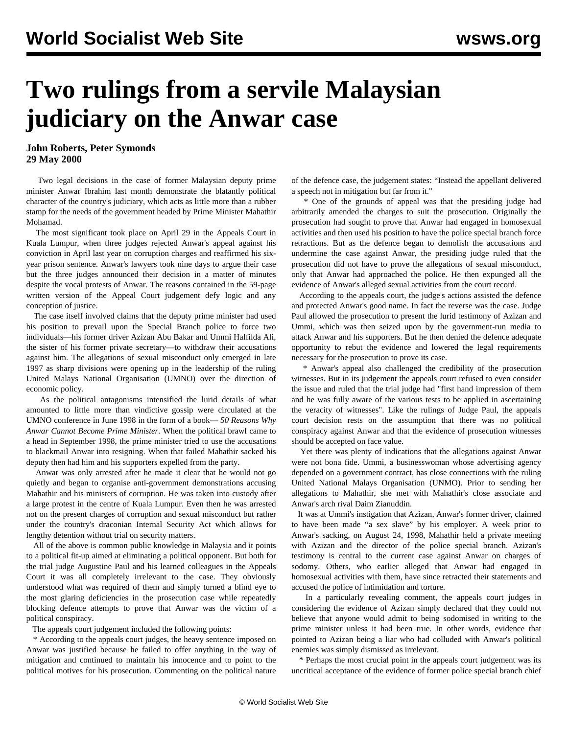# Two rulings from a servile Malaysian judiciary on the Anwar case

**John Roberts, Peter Symonds**
**29 May 2000**

Two legal decisions in the case of former Malaysian deputy prime minister Anwar Ibrahim last month demonstrate the blatantly political character of the country's judiciary, which acts as little more than a rubber stamp for the needs of the government headed by Prime Minister Mahathir Mohamad.

The most significant took place on April 29 in the Appeals Court in Kuala Lumpur, when three judges rejected Anwar's appeal against his conviction in April last year on corruption charges and reaffirmed his six-year prison sentence. Anwar's lawyers took nine days to argue their case but the three judges announced their decision in a matter of minutes despite the vocal protests of Anwar. The reasons contained in the 59-page written version of the Appeal Court judgement defy logic and any conception of justice.

The case itself involved claims that the deputy prime minister had used his position to prevail upon the Special Branch police to force two individuals—his former driver Azizan Abu Bakar and Ummi Halfilda Ali, the sister of his former private secretary—to withdraw their accusations against him. The allegations of sexual misconduct only emerged in late 1997 as sharp divisions were opening up in the leadership of the ruling United Malays National Organisation (UMNO) over the direction of economic policy.

As the political antagonisms intensified the lurid details of what amounted to little more than vindictive gossip were circulated at the UMNO conference in June 1998 in the form of a book— *50 Reasons Why Anwar Cannot Become Prime Minister*. When the political brawl came to a head in September 1998, the prime minister tried to use the accusations to blackmail Anwar into resigning. When that failed Mahathir sacked his deputy then had him and his supporters expelled from the party.

Anwar was only arrested after he made it clear that he would not go quietly and began to organise anti-government demonstrations accusing Mahathir and his ministers of corruption. He was taken into custody after a large protest in the centre of Kuala Lumpur. Even then he was arrested not on the present charges of corruption and sexual misconduct but rather under the country's draconian Internal Security Act which allows for lengthy detention without trial on security matters.

All of the above is common public knowledge in Malaysia and it points to a political fit-up aimed at eliminating a political opponent. But both for the trial judge Augustine Paul and his learned colleagues in the Appeals Court it was all completely irrelevant to the case. They obviously understood what was required of them and simply turned a blind eye to the most glaring deficiencies in the prosecution case while repeatedly blocking defence attempts to prove that Anwar was the victim of a political conspiracy.

The appeals court judgement included the following points:

* According to the appeals court judges, the heavy sentence imposed on Anwar was justified because he failed to offer anything in the way of mitigation and continued to maintain his innocence and to point to the political motives for his prosecution. Commenting on the political nature of the defence case, the judgement states: "Instead the appellant delivered a speech not in mitigation but far from it."

* One of the grounds of appeal was that the presiding judge had arbitrarily amended the charges to suit the prosecution. Originally the prosecution had sought to prove that Anwar had engaged in homosexual activities and then used his position to have the police special branch force retractions. But as the defence began to demolish the accusations and undermine the case against Anwar, the presiding judge ruled that the prosecution did not have to prove the allegations of sexual misconduct, only that Anwar had approached the police. He then expunged all the evidence of Anwar's alleged sexual activities from the court record.

According to the appeals court, the judge's actions assisted the defence and protected Anwar's good name. In fact the reverse was the case. Judge Paul allowed the prosecution to present the lurid testimony of Azizan and Ummi, which was then seized upon by the government-run media to attack Anwar and his supporters. But he then denied the defence adequate opportunity to rebut the evidence and lowered the legal requirements necessary for the prosecution to prove its case.

* Anwar's appeal also challenged the credibility of the prosecution witnesses. But in its judgement the appeals court refused to even consider the issue and ruled that the trial judge had "first hand impression of them and he was fully aware of the various tests to be applied in ascertaining the veracity of witnesses". Like the rulings of Judge Paul, the appeals court decision rests on the assumption that there was no political conspiracy against Anwar and that the evidence of prosecution witnesses should be accepted on face value.

Yet there was plenty of indications that the allegations against Anwar were not bona fide. Ummi, a businesswoman whose advertising agency depended on a government contract, has close connections with the ruling United National Malays Organisation (UNMO). Prior to sending her allegations to Mahathir, she met with Mahathir's close associate and Anwar's arch rival Daim Zianuddin.

It was at Ummi's instigation that Azizan, Anwar's former driver, claimed to have been made "a sex slave" by his employer. A week prior to Anwar's sacking, on August 24, 1998, Mahathir held a private meeting with Azizan and the director of the police special branch. Azizan's testimony is central to the current case against Anwar on charges of sodomy. Others, who earlier alleged that Anwar had engaged in homosexual activities with them, have since retracted their statements and accused the police of intimidation and torture.

In a particularly revealing comment, the appeals court judges in considering the evidence of Azizan simply declared that they could not believe that anyone would admit to being sodomised in writing to the prime minister unless it had been true. In other words, evidence that pointed to Azizan being a liar who had colluded with Anwar's political enemies was simply dismissed as irrelevant.

* Perhaps the most crucial point in the appeals court judgement was its uncritical acceptance of the evidence of former police special branch chief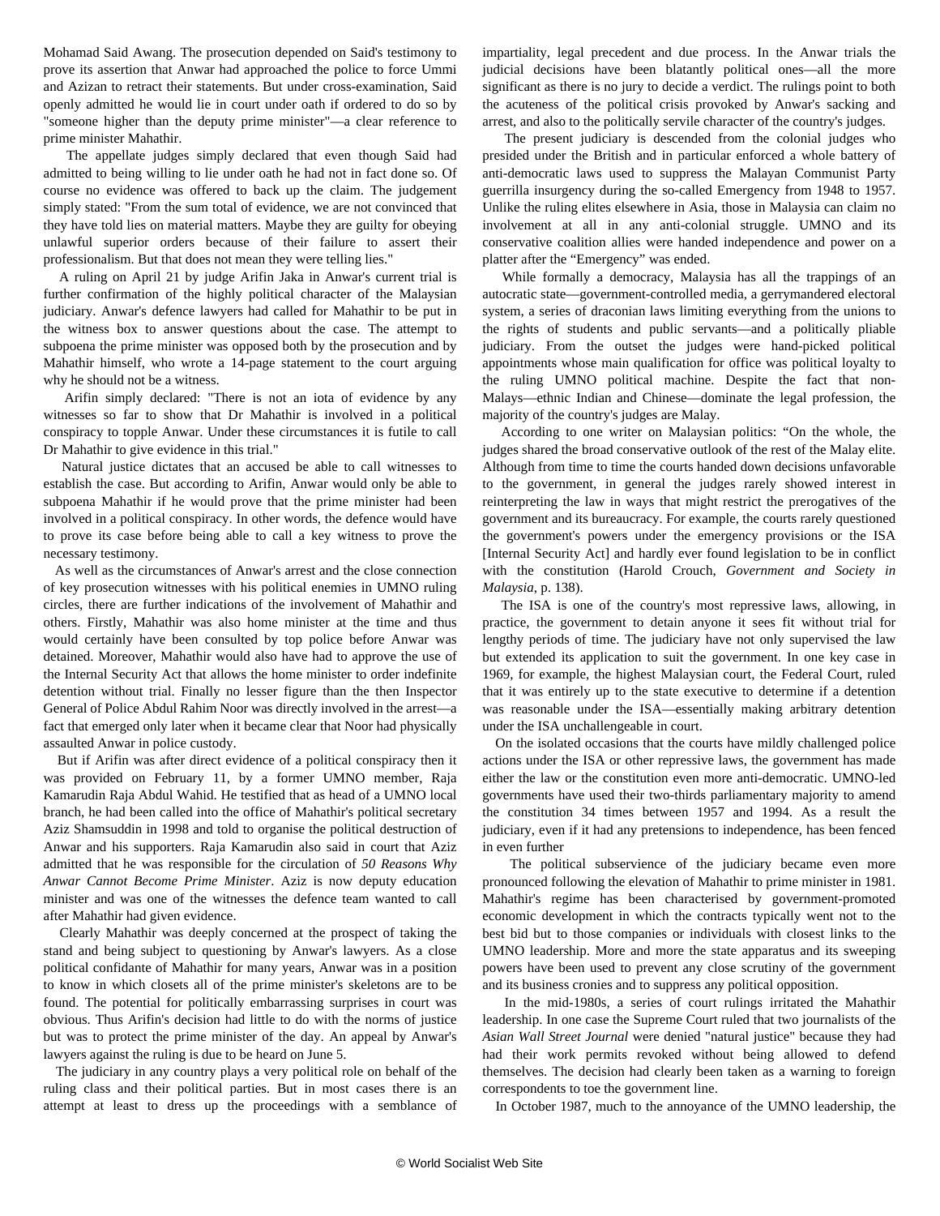Mohamad Said Awang. The prosecution depended on Said's testimony to prove its assertion that Anwar had approached the police to force Ummi and Azizan to retract their statements. But under cross-examination, Said openly admitted he would lie in court under oath if ordered to do so by "someone higher than the deputy prime minister"—a clear reference to prime minister Mahathir.

The appellate judges simply declared that even though Said had admitted to being willing to lie under oath he had not in fact done so. Of course no evidence was offered to back up the claim. The judgement simply stated: "From the sum total of evidence, we are not convinced that they have told lies on material matters. Maybe they are guilty for obeying unlawful superior orders because of their failure to assert their professionalism. But that does not mean they were telling lies."

A ruling on April 21 by judge Arifin Jaka in Anwar's current trial is further confirmation of the highly political character of the Malaysian judiciary. Anwar's defence lawyers had called for Mahathir to be put in the witness box to answer questions about the case. The attempt to subpoena the prime minister was opposed both by the prosecution and by Mahathir himself, who wrote a 14-page statement to the court arguing why he should not be a witness.

Arifin simply declared: "There is not an iota of evidence by any witnesses so far to show that Dr Mahathir is involved in a political conspiracy to topple Anwar. Under these circumstances it is futile to call Dr Mahathir to give evidence in this trial."

Natural justice dictates that an accused be able to call witnesses to establish the case. But according to Arifin, Anwar would only be able to subpoena Mahathir if he would prove that the prime minister had been involved in a political conspiracy. In other words, the defence would have to prove its case before being able to call a key witness to prove the necessary testimony.

As well as the circumstances of Anwar's arrest and the close connection of key prosecution witnesses with his political enemies in UMNO ruling circles, there are further indications of the involvement of Mahathir and others. Firstly, Mahathir was also home minister at the time and thus would certainly have been consulted by top police before Anwar was detained. Moreover, Mahathir would also have had to approve the use of the Internal Security Act that allows the home minister to order indefinite detention without trial. Finally no lesser figure than the then Inspector General of Police Abdul Rahim Noor was directly involved in the arrest—a fact that emerged only later when it became clear that Noor had physically assaulted Anwar in police custody.

But if Arifin was after direct evidence of a political conspiracy then it was provided on February 11, by a former UMNO member, Raja Kamarudin Raja Abdul Wahid. He testified that as head of a UMNO local branch, he had been called into the office of Mahathir's political secretary Aziz Shamsuddin in 1998 and told to organise the political destruction of Anwar and his supporters. Raja Kamarudin also said in court that Aziz admitted that he was responsible for the circulation of *50 Reasons Why Anwar Cannot Become Prime Minister*. Aziz is now deputy education minister and was one of the witnesses the defence team wanted to call after Mahathir had given evidence.

Clearly Mahathir was deeply concerned at the prospect of taking the stand and being subject to questioning by Anwar's lawyers. As a close political confidante of Mahathir for many years, Anwar was in a position to know in which closets all of the prime minister's skeletons are to be found. The potential for politically embarrassing surprises in court was obvious. Thus Arifin's decision had little to do with the norms of justice but was to protect the prime minister of the day. An appeal by Anwar's lawyers against the ruling is due to be heard on June 5.

The judiciary in any country plays a very political role on behalf of the ruling class and their political parties. But in most cases there is an attempt at least to dress up the proceedings with a semblance of impartiality, legal precedent and due process. In the Anwar trials the judicial decisions have been blatantly political ones—all the more significant as there is no jury to decide a verdict. The rulings point to both the acuteness of the political crisis provoked by Anwar's sacking and arrest, and also to the politically servile character of the country's judges.

The present judiciary is descended from the colonial judges who presided under the British and in particular enforced a whole battery of anti-democratic laws used to suppress the Malayan Communist Party guerrilla insurgency during the so-called Emergency from 1948 to 1957. Unlike the ruling elites elsewhere in Asia, those in Malaysia can claim no involvement at all in any anti-colonial struggle. UMNO and its conservative coalition allies were handed independence and power on a platter after the “Emergency” was ended.

While formally a democracy, Malaysia has all the trappings of an autocratic state—government-controlled media, a gerrymandered electoral system, a series of draconian laws limiting everything from the unions to the rights of students and public servants—and a politically pliable judiciary. From the outset the judges were hand-picked political appointments whose main qualification for office was political loyalty to the ruling UMNO political machine. Despite the fact that non-Malays—ethnic Indian and Chinese—dominate the legal profession, the majority of the country's judges are Malay.

According to one writer on Malaysian politics: “On the whole, the judges shared the broad conservative outlook of the rest of the Malay elite. Although from time to time the courts handed down decisions unfavorable to the government, in general the judges rarely showed interest in reinterpreting the law in ways that might restrict the prerogatives of the government and its bureaucracy. For example, the courts rarely questioned the government's powers under the emergency provisions or the ISA [Internal Security Act] and hardly ever found legislation to be in conflict with the constitution (Harold Crouch, *Government and Society in Malaysia*, p. 138).

The ISA is one of the country's most repressive laws, allowing, in practice, the government to detain anyone it sees fit without trial for lengthy periods of time. The judiciary have not only supervised the law but extended its application to suit the government. In one key case in 1969, for example, the highest Malaysian court, the Federal Court, ruled that it was entirely up to the state executive to determine if a detention was reasonable under the ISA—essentially making arbitrary detention under the ISA unchallengeable in court.

On the isolated occasions that the courts have mildly challenged police actions under the ISA or other repressive laws, the government has made either the law or the constitution even more anti-democratic. UMNO-led governments have used their two-thirds parliamentary majority to amend the constitution 34 times between 1957 and 1994. As a result the judiciary, even if it had any pretensions to independence, has been fenced in even further

The political subservience of the judiciary became even more pronounced following the elevation of Mahathir to prime minister in 1981. Mahathir's regime has been characterised by government-promoted economic development in which the contracts typically went not to the best bid but to those companies or individuals with closest links to the UMNO leadership. More and more the state apparatus and its sweeping powers have been used to prevent any close scrutiny of the government and its business cronies and to suppress any political opposition.

In the mid-1980s, a series of court rulings irritated the Mahathir leadership. In one case the Supreme Court ruled that two journalists of the *Asian Wall Street Journal* were denied "natural justice" because they had had their work permits revoked without being allowed to defend themselves. The decision had clearly been taken as a warning to foreign correspondents to toe the government line.

In October 1987, much to the annoyance of the UMNO leadership, the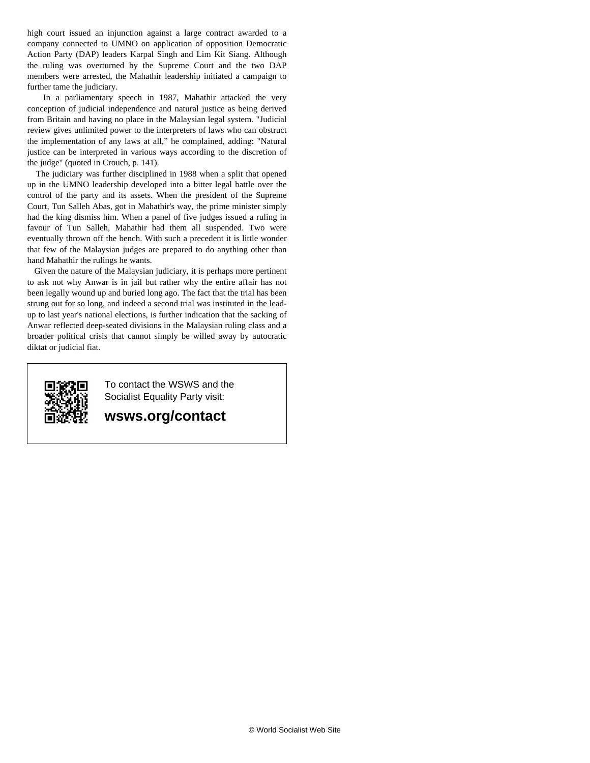high court issued an injunction against a large contract awarded to a company connected to UMNO on application of opposition Democratic Action Party (DAP) leaders Karpal Singh and Lim Kit Siang. Although the ruling was overturned by the Supreme Court and the two DAP members were arrested, the Mahathir leadership initiated a campaign to further tame the judiciary.

In a parliamentary speech in 1987, Mahathir attacked the very conception of judicial independence and natural justice as being derived from Britain and having no place in the Malaysian legal system. "Judicial review gives unlimited power to the interpreters of laws who can obstruct the implementation of any laws at all," he complained, adding: "Natural justice can be interpreted in various ways according to the discretion of the judge" (quoted in Crouch, p. 141).

The judiciary was further disciplined in 1988 when a split that opened up in the UMNO leadership developed into a bitter legal battle over the control of the party and its assets. When the president of the Supreme Court, Tun Salleh Abas, got in Mahathir's way, the prime minister simply had the king dismiss him. When a panel of five judges issued a ruling in favour of Tun Salleh, Mahathir had them all suspended. Two were eventually thrown off the bench. With such a precedent it is little wonder that few of the Malaysian judges are prepared to do anything other than hand Mahathir the rulings he wants.

Given the nature of the Malaysian judiciary, it is perhaps more pertinent to ask not why Anwar is in jail but rather why the entire affair has not been legally wound up and buried long ago. The fact that the trial has been strung out for so long, and indeed a second trial was instituted in the lead-up to last year's national elections, is further indication that the sacking of Anwar reflected deep-seated divisions in the Malaysian ruling class and a broader political crisis that cannot simply be willed away by autocratic diktat or judicial fiat.

To contact the WSWS and the Socialist Equality Party visit:

**wsws.org/contact**